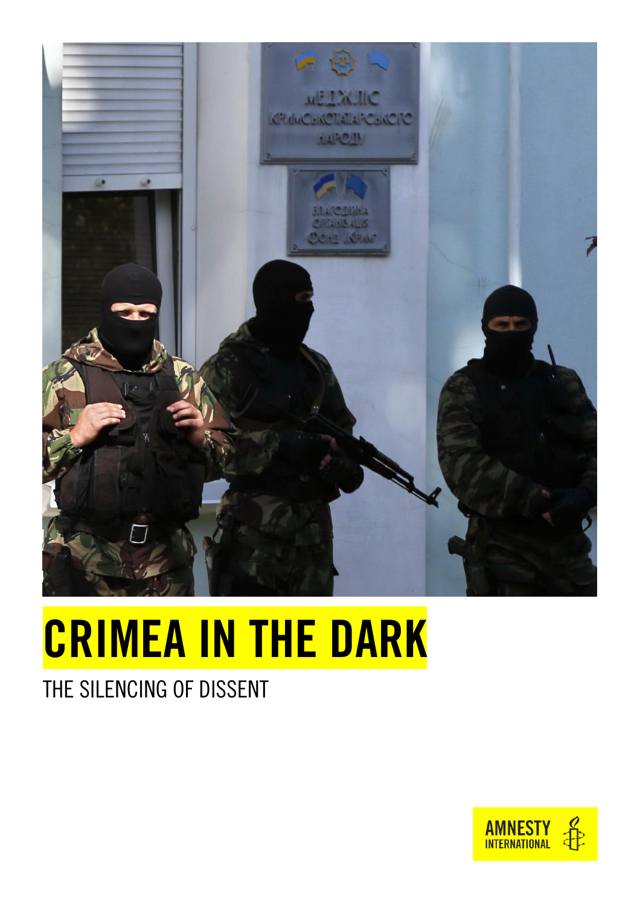# CRIMEA IN THE DARK

THE SILENCING OF DISSENT

AMNESTY INTERNATIONAL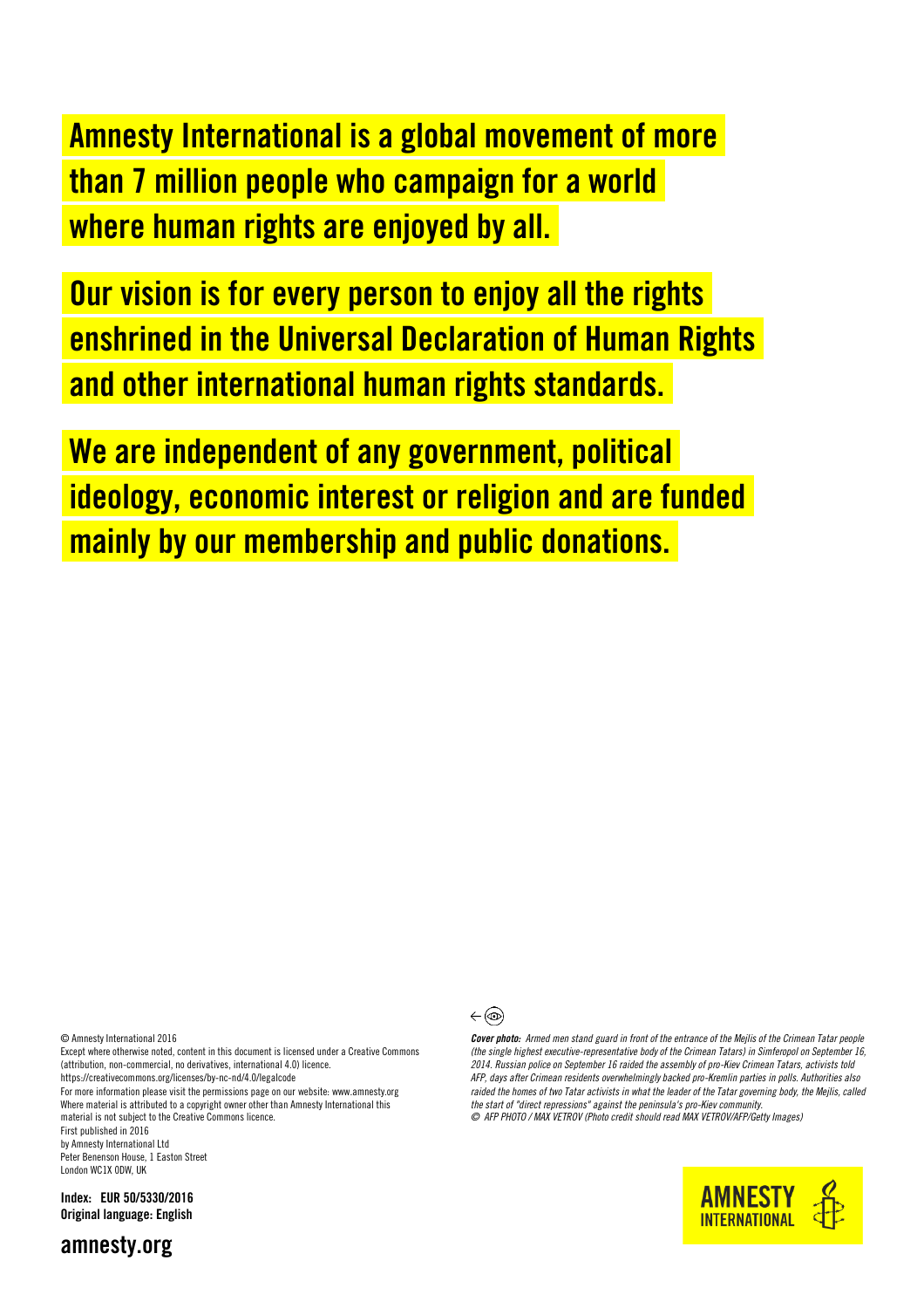**Amnesty International is a global movement of more than 7 million people who campaign for a world where human rights are enjoyed by all.**

**Our vision is for every person to enjoy all the rights enshrined in the Universal Declaration of Human Rights and other international human rights standards.**

**We are independent of any government, political ideology, economic interest or religion and are funded mainly by our membership and public donations.**

© Amnesty International 2016
Except where otherwise noted, content in this document is licensed under a Creative Commons (attribution, non-commercial, no derivatives, international 4.0) licence.
https://creativecommons.org/licenses/by-nc-nd/4.0/legalcode
For more information please visit the permissions page on our website: www.amnesty.org
Where material is attributed to a copyright owner other than Amnesty International this material is not subject to the Creative Commons licence.
First published in 2016
by Amnesty International Ltd
Peter Benenson House, 1 Easton Street
London WC1X 0DW, UK

**Index: EUR 50/5330/2016**
**Original language: English**

**amnesty.org**

***Cover photo:*** *Armed men stand guard in front of the entrance of the Mejlis of the Crimean Tatar people (the single highest executive-representative body of the Crimean Tatars) in Simferopol on September 16, 2014. Russian police on September 16 raided the assembly of pro-Kiev Crimean Tatars, activists told AFP, days after Crimean residents overwhelmingly backed pro-Kremlin parties in polls. Authorities also raided the homes of two Tatar activists in what the leader of the Tatar governing body, the Mejlis, called the start of "direct repressions" against the peninsula's pro-Kiev community.*
*© AFP PHOTO / MAX VETROV (Photo credit should read MAX VETROV/AFP/Getty Images)*

AMNESTY INTERNATIONAL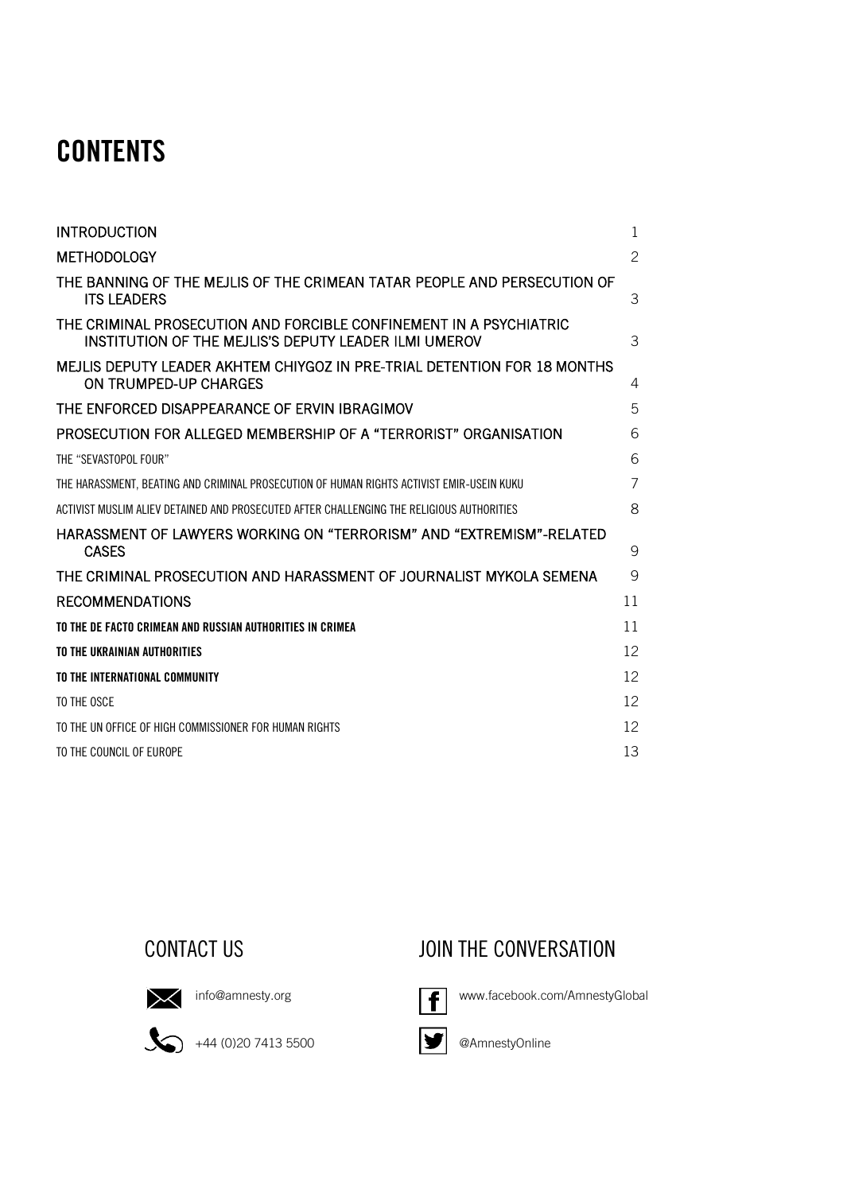# CONTENTS

| | |
|---|---|
| INTRODUCTION | 1 |
| METHODOLOGY | 2 |
| THE BANNING OF THE MEJLIS OF THE CRIMEAN TATAR PEOPLE AND PERSECUTION OF ITS LEADERS | 3 |
| THE CRIMINAL PROSECUTION AND FORCIBLE CONFINEMENT IN A PSYCHIATRIC INSTITUTION OF THE MEJLIS'S DEPUTY LEADER ILMI UMEROV | 3 |
| MEJLIS DEPUTY LEADER AKHTEM CHIYGOZ IN PRE-TRIAL DETENTION FOR 18 MONTHS ON TRUMPED-UP CHARGES | 4 |
| THE ENFORCED DISAPPEARANCE OF ERVIN IBRAGIMOV | 5 |
| PROSECUTION FOR ALLEGED MEMBERSHIP OF A "TERRORIST" ORGANISATION | 6 |
| THE "SEVASTOPOL FOUR" | 6 |
| THE HARASSMENT, BEATING AND CRIMINAL PROSECUTION OF HUMAN RIGHTS ACTIVIST EMIR-USEIN KUKU | 7 |
| ACTIVIST MUSLIM ALIEV DETAINED AND PROSECUTED AFTER CHALLENGING THE RELIGIOUS AUTHORITIES | 8 |
| HARASSMENT OF LAWYERS WORKING ON "TERRORISM" AND "EXTREMISM"-RELATED CASES | 9 |
| THE CRIMINAL PROSECUTION AND HARASSMENT OF JOURNALIST MYKOLA SEMENA | 9 |
| RECOMMENDATIONS | 11 |
| **TO THE DE FACTO CRIMEAN AND RUSSIAN AUTHORITIES IN CRIMEA** | 11 |
| **TO THE UKRAINIAN AUTHORITIES** | 12 |
| **TO THE INTERNATIONAL COMMUNITY** | 12 |
| TO THE OSCE | 12 |
| TO THE UN OFFICE OF HIGH COMMISSIONER FOR HUMAN RIGHTS | 12 |
| TO THE COUNCIL OF EUROPE | 13 |

## CONTACT US

info@amnesty.org

+44 (0)20 7413 5500

## JOIN THE CONVERSATION

www.facebook.com/AmnestyGlobal

@AmnestyOnline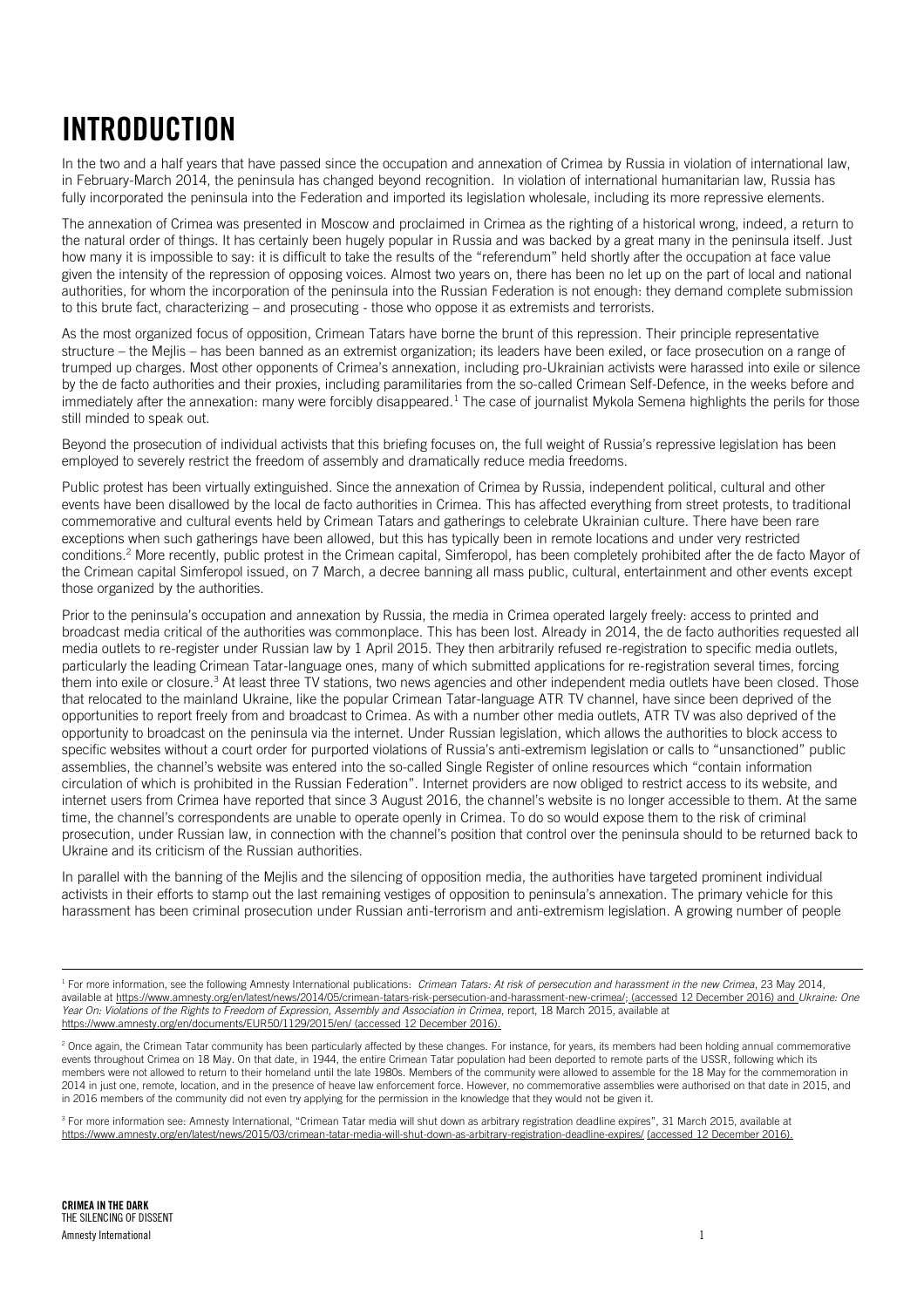# INTRODUCTION

In the two and a half years that have passed since the occupation and annexation of Crimea by Russia in violation of international law, in February-March 2014, the peninsula has changed beyond recognition. In violation of international humanitarian law, Russia has fully incorporated the peninsula into the Federation and imported its legislation wholesale, including its more repressive elements.

The annexation of Crimea was presented in Moscow and proclaimed in Crimea as the righting of a historical wrong, indeed, a return to the natural order of things. It has certainly been hugely popular in Russia and was backed by a great many in the peninsula itself. Just how many it is impossible to say: it is difficult to take the results of the "referendum" held shortly after the occupation at face value given the intensity of the repression of opposing voices. Almost two years on, there has been no let up on the part of local and national authorities, for whom the incorporation of the peninsula into the Russian Federation is not enough: they demand complete submission to this brute fact, characterizing – and prosecuting - those who oppose it as extremists and terrorists.

As the most organized focus of opposition, Crimean Tatars have borne the brunt of this repression. Their principle representative structure – the Mejlis – has been banned as an extremist organization; its leaders have been exiled, or face prosecution on a range of trumped up charges. Most other opponents of Crimea's annexation, including pro-Ukrainian activists were harassed into exile or silence by the de facto authorities and their proxies, including paramilitaries from the so-called Crimean Self-Defence, in the weeks before and immediately after the annexation: many were forcibly disappeared.[1] The case of journalist Mykola Semena highlights the perils for those still minded to speak out.

Beyond the prosecution of individual activists that this briefing focuses on, the full weight of Russia's repressive legislation has been employed to severely restrict the freedom of assembly and dramatically reduce media freedoms.

Public protest has been virtually extinguished. Since the annexation of Crimea by Russia, independent political, cultural and other events have been disallowed by the local de facto authorities in Crimea. This has affected everything from street protests, to traditional commemorative and cultural events held by Crimean Tatars and gatherings to celebrate Ukrainian culture. There have been rare exceptions when such gatherings have been allowed, but this has typically been in remote locations and under very restricted conditions.[2] More recently, public protest in the Crimean capital, Simferopol, has been completely prohibited after the de facto Mayor of the Crimean capital Simferopol issued, on 7 March, a decree banning all mass public, cultural, entertainment and other events except those organized by the authorities.

Prior to the peninsula's occupation and annexation by Russia, the media in Crimea operated largely freely: access to printed and broadcast media critical of the authorities was commonplace. This has been lost. Already in 2014, the de facto authorities requested all media outlets to re-register under Russian law by 1 April 2015. They then arbitrarily refused re-registration to specific media outlets, particularly the leading Crimean Tatar-language ones, many of which submitted applications for re-registration several times, forcing them into exile or closure.[3] At least three TV stations, two news agencies and other independent media outlets have been closed. Those that relocated to the mainland Ukraine, like the popular Crimean Tatar-language ATR TV channel, have since been deprived of the opportunities to report freely from and broadcast to Crimea. As with a number other media outlets, ATR TV was also deprived of the opportunity to broadcast on the peninsula via the internet. Under Russian legislation, which allows the authorities to block access to specific websites without a court order for purported violations of Russia's anti-extremism legislation or calls to "unsanctioned" public assemblies, the channel's website was entered into the so-called Single Register of online resources which "contain information circulation of which is prohibited in the Russian Federation". Internet providers are now obliged to restrict access to its website, and internet users from Crimea have reported that since 3 August 2016, the channel's website is no longer accessible to them. At the same time, the channel's correspondents are unable to operate openly in Crimea. To do so would expose them to the risk of criminal prosecution, under Russian law, in connection with the channel's position that control over the peninsula should to be returned back to Ukraine and its criticism of the Russian authorities.

In parallel with the banning of the Mejlis and the silencing of opposition media, the authorities have targeted prominent individual activists in their efforts to stamp out the last remaining vestiges of opposition to peninsula's annexation. The primary vehicle for this harassment has been criminal prosecution under Russian anti-terrorism and anti-extremism legislation. A growing number of people

---

[1] For more information, see the following Amnesty International publications: *Crimean Tatars: At risk of persecution and harassment in the new Crimea*, 23 May 2014, available at https://www.amnesty.org/en/latest/news/2014/05/crimean-tatars-risk-persecution-and-harassment-new-crimea/; (accessed 12 December 2016) and *Ukraine: One Year On: Violations of the Rights to Freedom of Expression, Assembly and Association in Crimea*, report, 18 March 2015, available at https://www.amnesty.org/en/documents/EUR50/1129/2015/en/ (accessed 12 December 2016).

[2] Once again, the Crimean Tatar community has been particularly affected by these changes. For instance, for years, its members had been holding annual commemorative events throughout Crimea on 18 May. On that date, in 1944, the entire Crimean Tatar population had been deported to remote parts of the USSR, following which its members were not allowed to return to their homeland until the late 1980s. Members of the community were allowed to assemble for the 18 May for the commemoration in 2014 in just one, remote, location, and in the presence of heave law enforcement force. However, no commemorative assemblies were authorised on that date in 2015, and in 2016 members of the community did not even try applying for the permission in the knowledge that they would not be given it.

[3] For more information see: Amnesty International, "Crimean Tatar media will shut down as arbitrary registration deadline expires", 31 March 2015, available at https://www.amnesty.org/en/latest/news/2015/03/crimean-tatar-media-will-shut-down-as-arbitrary-registration-deadline-expires/ (accessed 12 December 2016).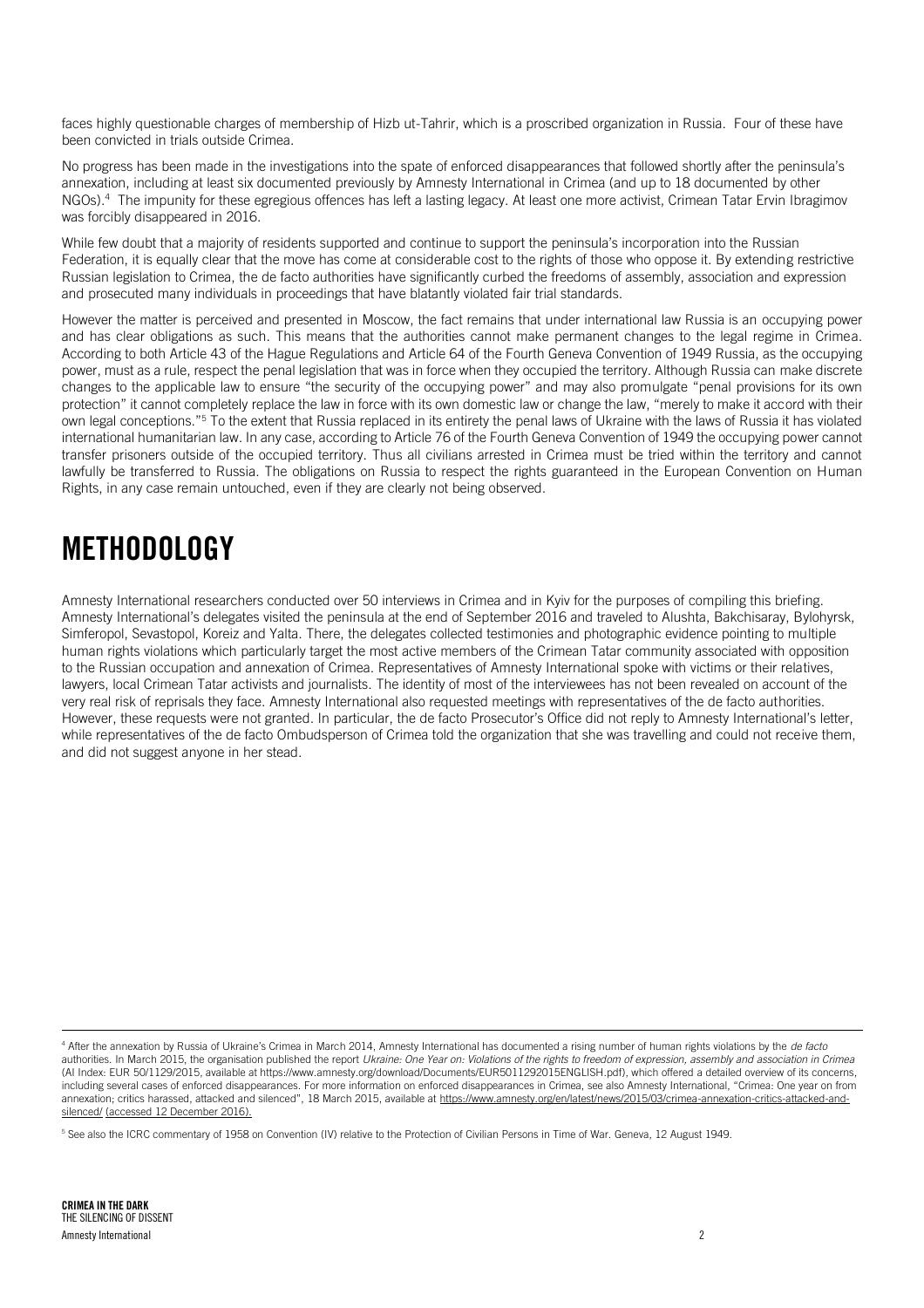faces highly questionable charges of membership of Hizb ut-Tahrir, which is a proscribed organization in Russia. Four of these have been convicted in trials outside Crimea.

No progress has been made in the investigations into the spate of enforced disappearances that followed shortly after the peninsula's annexation, including at least six documented previously by Amnesty International in Crimea (and up to 18 documented by other NGOs).[4] The impunity for these egregious offences has left a lasting legacy. At least one more activist, Crimean Tatar Ervin Ibragimov was forcibly disappeared in 2016.

While few doubt that a majority of residents supported and continue to support the peninsula's incorporation into the Russian Federation, it is equally clear that the move has come at considerable cost to the rights of those who oppose it. By extending restrictive Russian legislation to Crimea, the de facto authorities have significantly curbed the freedoms of assembly, association and expression and prosecuted many individuals in proceedings that have blatantly violated fair trial standards.

However the matter is perceived and presented in Moscow, the fact remains that under international law Russia is an occupying power and has clear obligations as such. This means that the authorities cannot make permanent changes to the legal regime in Crimea. According to both Article 43 of the Hague Regulations and Article 64 of the Fourth Geneva Convention of 1949 Russia, as the occupying power, must as a rule, respect the penal legislation that was in force when they occupied the territory. Although Russia can make discrete changes to the applicable law to ensure "the security of the occupying power" and may also promulgate "penal provisions for its own protection" it cannot completely replace the law in force with its own domestic law or change the law, "merely to make it accord with their own legal conceptions."[5] To the extent that Russia replaced in its entirety the penal laws of Ukraine with the laws of Russia it has violated international humanitarian law. In any case, according to Article 76 of the Fourth Geneva Convention of 1949 the occupying power cannot transfer prisoners outside of the occupied territory. Thus all civilians arrested in Crimea must be tried within the territory and cannot lawfully be transferred to Russia. The obligations on Russia to respect the rights guaranteed in the European Convention on Human Rights, in any case remain untouched, even if they are clearly not being observed.

# METHODOLOGY

Amnesty International researchers conducted over 50 interviews in Crimea and in Kyiv for the purposes of compiling this briefing. Amnesty International's delegates visited the peninsula at the end of September 2016 and traveled to Alushta, Bakchisaray, Bylohyrsk, Simferopol, Sevastopol, Koreiz and Yalta. There, the delegates collected testimonies and photographic evidence pointing to multiple human rights violations which particularly target the most active members of the Crimean Tatar community associated with opposition to the Russian occupation and annexation of Crimea. Representatives of Amnesty International spoke with victims or their relatives, lawyers, local Crimean Tatar activists and journalists. The identity of most of the interviewees has not been revealed on account of the very real risk of reprisals they face. Amnesty International also requested meetings with representatives of the de facto authorities. However, these requests were not granted. In particular, the de facto Prosecutor's Office did not reply to Amnesty International's letter, while representatives of the de facto Ombudsperson of Crimea told the organization that she was travelling and could not receive them, and did not suggest anyone in her stead.

---

[4] After the annexation by Russia of Ukraine's Crimea in March 2014, Amnesty International has documented a rising number of human rights violations by the *de facto* authorities. In March 2015, the organisation published the report *Ukraine: One Year on: Violations of the rights to freedom of expression, assembly and association in Crimea* (AI Index: EUR 50/1129/2015, available at https://www.amnesty.org/download/Documents/EUR5011292015ENGLISH.pdf), which offered a detailed overview of its concerns, including several cases of enforced disappearances. For more information on enforced disappearances in Crimea, see also Amnesty International, "Crimea: One year on from annexation; critics harassed, attacked and silenced", 18 March 2015, available at https://www.amnesty.org/en/latest/news/2015/03/crimea-annexation-critics-attacked-and-silenced/ (accessed 12 December 2016).

[5] See also the ICRC commentary of 1958 on Convention (IV) relative to the Protection of Civilian Persons in Time of War. Geneva, 12 August 1949.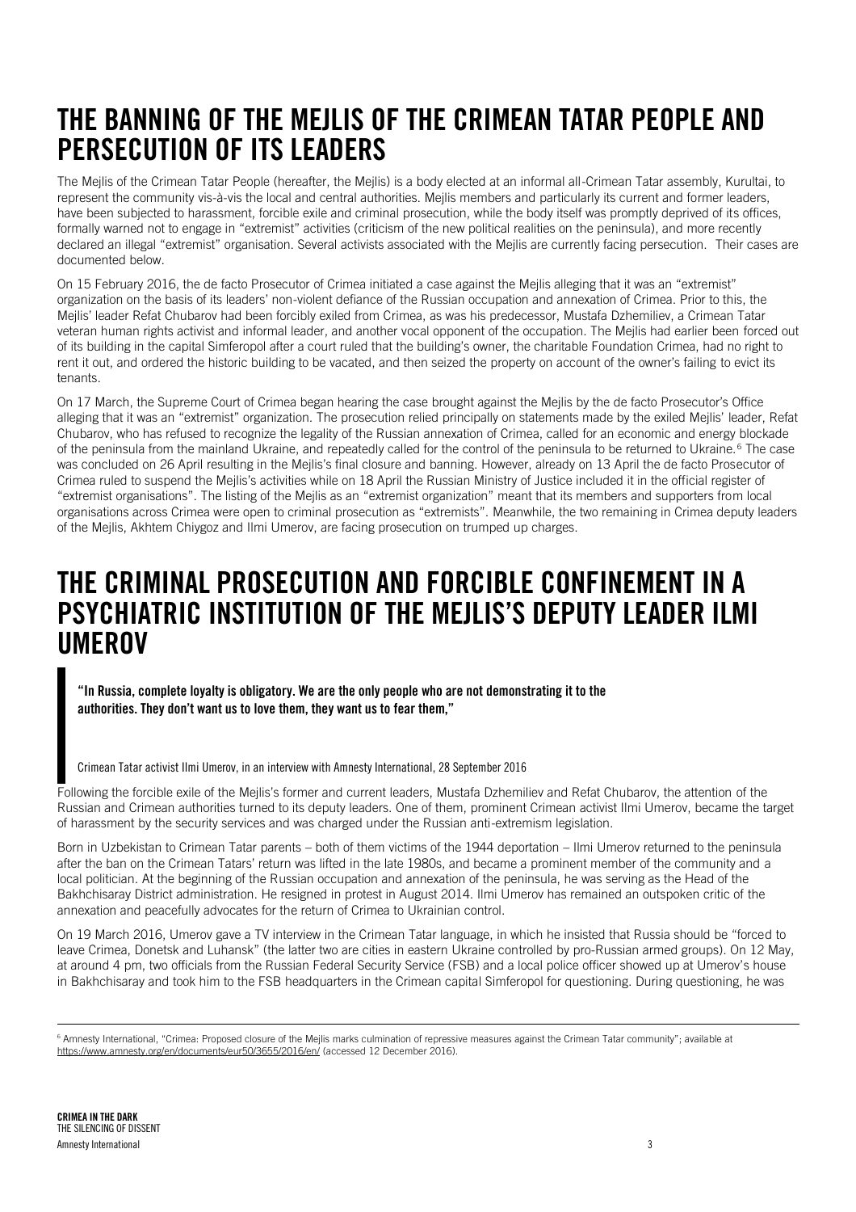# THE BANNING OF THE MEJLIS OF THE CRIMEAN TATAR PEOPLE AND PERSECUTION OF ITS LEADERS

The Mejlis of the Crimean Tatar People (hereafter, the Mejlis) is a body elected at an informal all-Crimean Tatar assembly, Kurultai, to represent the community vis-à-vis the local and central authorities. Mejlis members and particularly its current and former leaders, have been subjected to harassment, forcible exile and criminal prosecution, while the body itself was promptly deprived of its offices, formally warned not to engage in "extremist" activities (criticism of the new political realities on the peninsula), and more recently declared an illegal "extremist" organisation. Several activists associated with the Mejlis are currently facing persecution. Their cases are documented below.

On 15 February 2016, the de facto Prosecutor of Crimea initiated a case against the Mejlis alleging that it was an "extremist" organization on the basis of its leaders' non-violent defiance of the Russian occupation and annexation of Crimea. Prior to this, the Mejlis' leader Refat Chubarov had been forcibly exiled from Crimea, as was his predecessor, Mustafa Dzhemiliev, a Crimean Tatar veteran human rights activist and informal leader, and another vocal opponent of the occupation. The Mejlis had earlier been forced out of its building in the capital Simferopol after a court ruled that the building's owner, the charitable Foundation Crimea, had no right to rent it out, and ordered the historic building to be vacated, and then seized the property on account of the owner's failing to evict its tenants.

On 17 March, the Supreme Court of Crimea began hearing the case brought against the Mejlis by the de facto Prosecutor's Office alleging that it was an "extremist" organization. The prosecution relied principally on statements made by the exiled Mejlis' leader, Refat Chubarov, who has refused to recognize the legality of the Russian annexation of Crimea, called for an economic and energy blockade of the peninsula from the mainland Ukraine, and repeatedly called for the control of the peninsula to be returned to Ukraine.[6] The case was concluded on 26 April resulting in the Mejlis's final closure and banning. However, already on 13 April the de facto Prosecutor of Crimea ruled to suspend the Mejlis's activities while on 18 April the Russian Ministry of Justice included it in the official register of "extremist organisations". The listing of the Mejlis as an "extremist organization" meant that its members and supporters from local organisations across Crimea were open to criminal prosecution as "extremists". Meanwhile, the two remaining in Crimea deputy leaders of the Mejlis, Akhtem Chiygoz and Ilmi Umerov, are facing prosecution on trumped up charges.

# THE CRIMINAL PROSECUTION AND FORCIBLE CONFINEMENT IN A PSYCHIATRIC INSTITUTION OF THE MEJLIS'S DEPUTY LEADER ILMI UMEROV

> **"In Russia, complete loyalty is obligatory. We are the only people who are not demonstrating it to the authorities. They don't want us to love them, they want us to fear them,"**
>
> Crimean Tatar activist Ilmi Umerov, in an interview with Amnesty International, 28 September 2016

Following the forcible exile of the Mejlis's former and current leaders, Mustafa Dzhemiliev and Refat Chubarov, the attention of the Russian and Crimean authorities turned to its deputy leaders. One of them, prominent Crimean activist Ilmi Umerov, became the target of harassment by the security services and was charged under the Russian anti-extremism legislation.

Born in Uzbekistan to Crimean Tatar parents – both of them victims of the 1944 deportation – Ilmi Umerov returned to the peninsula after the ban on the Crimean Tatars' return was lifted in the late 1980s, and became a prominent member of the community and a local politician. At the beginning of the Russian occupation and annexation of the peninsula, he was serving as the Head of the Bakhchisaray District administration. He resigned in protest in August 2014. Ilmi Umerov has remained an outspoken critic of the annexation and peacefully advocates for the return of Crimea to Ukrainian control.

On 19 March 2016, Umerov gave a TV interview in the Crimean Tatar language, in which he insisted that Russia should be "forced to leave Crimea, Donetsk and Luhansk" (the latter two are cities in eastern Ukraine controlled by pro-Russian armed groups). On 12 May, at around 4 pm, two officials from the Russian Federal Security Service (FSB) and a local police officer showed up at Umerov's house in Bakhchisaray and took him to the FSB headquarters in the Crimean capital Simferopol for questioning. During questioning, he was

[6] Amnesty International, "Crimea: Proposed closure of the Mejlis marks culmination of repressive measures against the Crimean Tatar community"; available at https://www.amnesty.org/en/documents/eur50/3655/2016/en/ (accessed 12 December 2016).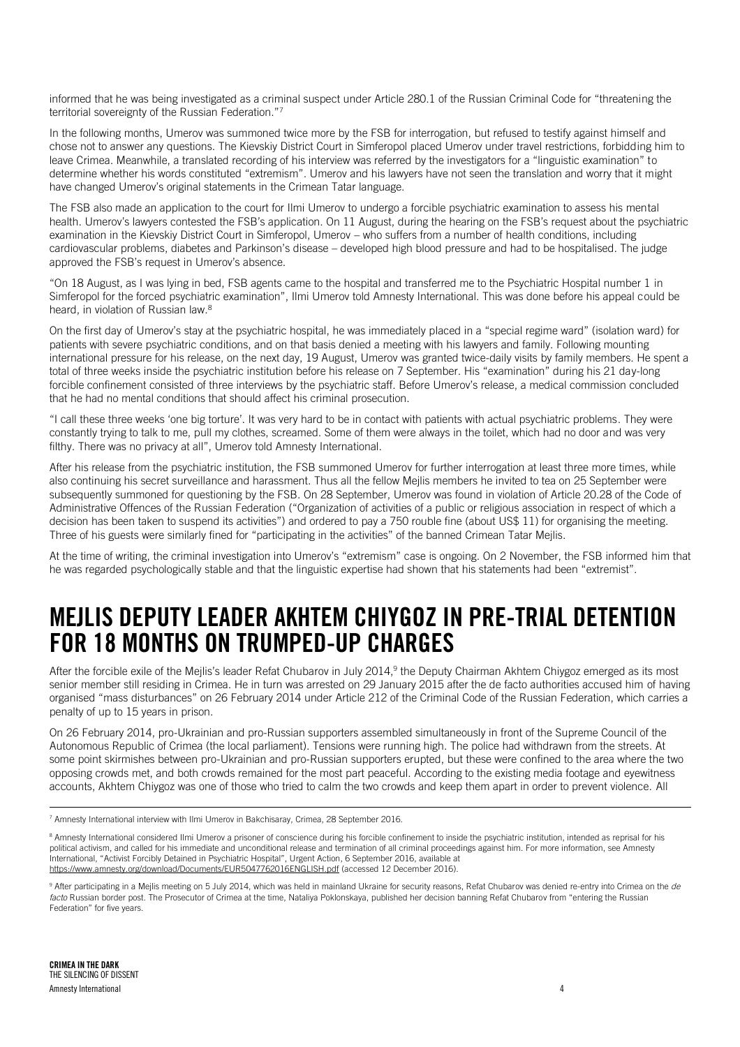informed that he was being investigated as a criminal suspect under Article 280.1 of the Russian Criminal Code for "threatening the territorial sovereignty of the Russian Federation."[7]

In the following months, Umerov was summoned twice more by the FSB for interrogation, but refused to testify against himself and chose not to answer any questions. The Kievskiy District Court in Simferopol placed Umerov under travel restrictions, forbidding him to leave Crimea. Meanwhile, a translated recording of his interview was referred by the investigators for a "linguistic examination" to determine whether his words constituted "extremism". Umerov and his lawyers have not seen the translation and worry that it might have changed Umerov's original statements in the Crimean Tatar language.

The FSB also made an application to the court for Ilmi Umerov to undergo a forcible psychiatric examination to assess his mental health. Umerov's lawyers contested the FSB's application. On 11 August, during the hearing on the FSB's request about the psychiatric examination in the Kievskiy District Court in Simferopol, Umerov – who suffers from a number of health conditions, including cardiovascular problems, diabetes and Parkinson's disease – developed high blood pressure and had to be hospitalised. The judge approved the FSB's request in Umerov's absence.

"On 18 August, as I was lying in bed, FSB agents came to the hospital and transferred me to the Psychiatric Hospital number 1 in Simferopol for the forced psychiatric examination", Ilmi Umerov told Amnesty International. This was done before his appeal could be heard, in violation of Russian law.[8]

On the first day of Umerov's stay at the psychiatric hospital, he was immediately placed in a "special regime ward" (isolation ward) for patients with severe psychiatric conditions, and on that basis denied a meeting with his lawyers and family. Following mounting international pressure for his release, on the next day, 19 August, Umerov was granted twice-daily visits by family members. He spent a total of three weeks inside the psychiatric institution before his release on 7 September. His "examination" during his 21 day-long forcible confinement consisted of three interviews by the psychiatric staff. Before Umerov's release, a medical commission concluded that he had no mental conditions that should affect his criminal prosecution.

"I call these three weeks 'one big torture'. It was very hard to be in contact with patients with actual psychiatric problems. They were constantly trying to talk to me, pull my clothes, screamed. Some of them were always in the toilet, which had no door and was very filthy. There was no privacy at all", Umerov told Amnesty International.

After his release from the psychiatric institution, the FSB summoned Umerov for further interrogation at least three more times, while also continuing his secret surveillance and harassment. Thus all the fellow Mejlis members he invited to tea on 25 September were subsequently summoned for questioning by the FSB. On 28 September, Umerov was found in violation of Article 20.28 of the Code of Administrative Offences of the Russian Federation ("Organization of activities of a public or religious association in respect of which a decision has been taken to suspend its activities") and ordered to pay a 750 rouble fine (about US$ 11) for organising the meeting. Three of his guests were similarly fined for "participating in the activities" of the banned Crimean Tatar Mejlis.

At the time of writing, the criminal investigation into Umerov's "extremism" case is ongoing. On 2 November, the FSB informed him that he was regarded psychologically stable and that the linguistic expertise had shown that his statements had been "extremist".

## MEJLIS DEPUTY LEADER AKHTEM CHIYGOZ IN PRE-TRIAL DETENTION FOR 18 MONTHS ON TRUMPED-UP CHARGES

After the forcible exile of the Mejlis's leader Refat Chubarov in July 2014,[9] the Deputy Chairman Akhtem Chiygoz emerged as its most senior member still residing in Crimea. He in turn was arrested on 29 January 2015 after the de facto authorities accused him of having organised "mass disturbances" on 26 February 2014 under Article 212 of the Criminal Code of the Russian Federation, which carries a penalty of up to 15 years in prison.

On 26 February 2014, pro-Ukrainian and pro-Russian supporters assembled simultaneously in front of the Supreme Council of the Autonomous Republic of Crimea (the local parliament). Tensions were running high. The police had withdrawn from the streets. At some point skirmishes between pro-Ukrainian and pro-Russian supporters erupted, but these were confined to the area where the two opposing crowds met, and both crowds remained for the most part peaceful. According to the existing media footage and eyewitness accounts, Akhtem Chiygoz was one of those who tried to calm the two crowds and keep them apart in order to prevent violence. All

---

[7] Amnesty International interview with Ilmi Umerov in Bakhchisaray, Crimea, 28 September 2016.

[8] Amnesty International considered Ilmi Umerov a prisoner of conscience during his forcible confinement to inside the psychiatric institution, intended as reprisal for his political activism, and called for his immediate and unconditional release and termination of all criminal proceedings against him. For more information, see Amnesty International, "Activist Forcibly Detained in Psychiatric Hospital", Urgent Action, 6 September 2016, available at https://www.amnesty.org/download/Documents/EUR5047762016ENGLISH.pdf (accessed 12 December 2016).

[9] After participating in a Mejlis meeting on 5 July 2014, which was held in mainland Ukraine for security reasons, Refat Chubarov was denied re-entry into Crimea on the *de facto* Russian border post. The Prosecutor of Crimea at the time, Nataliya Poklonskaya, published her decision banning Refat Chubarov from "entering the Russian Federation" for five years.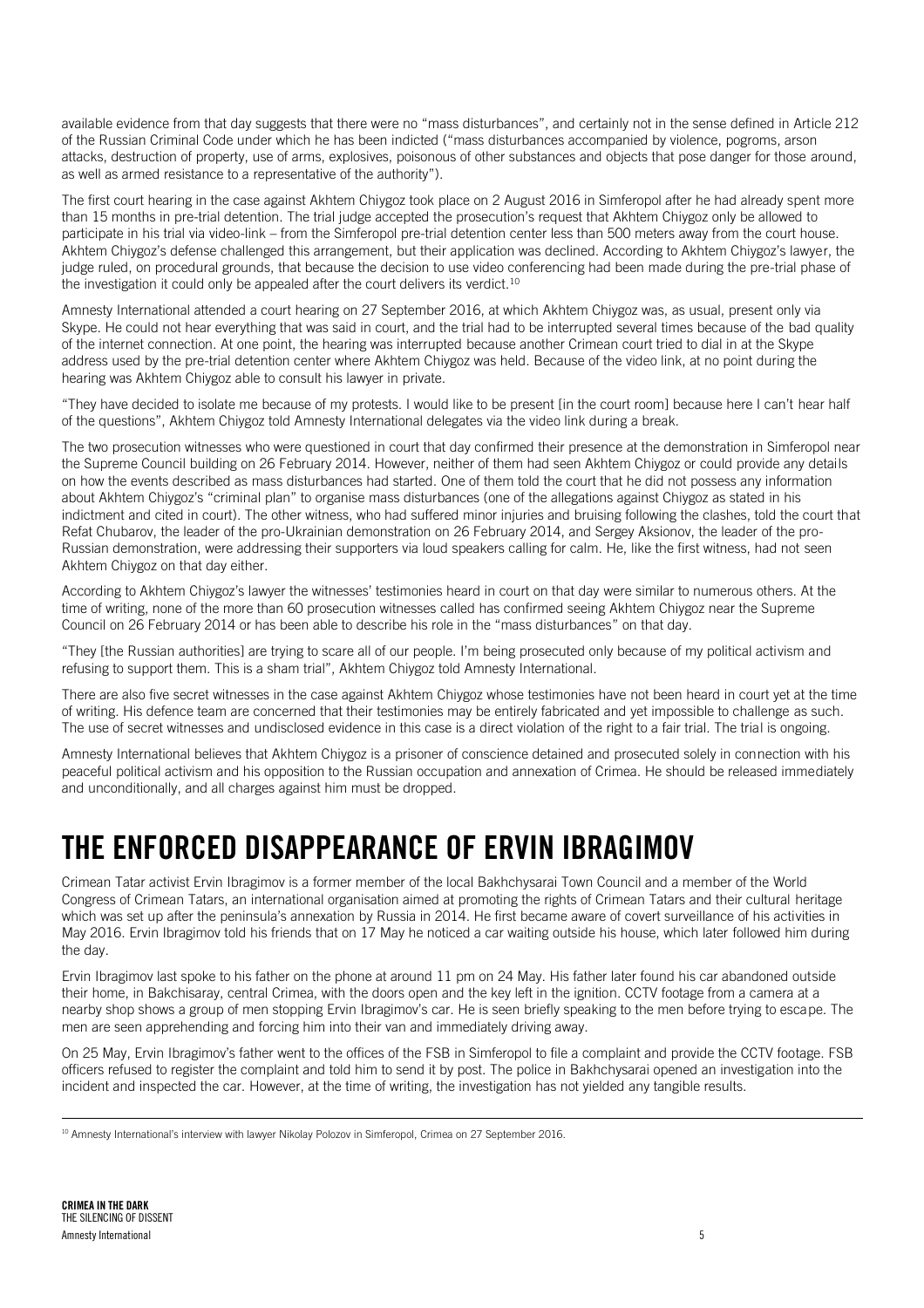available evidence from that day suggests that there were no "mass disturbances", and certainly not in the sense defined in Article 212 of the Russian Criminal Code under which he has been indicted ("mass disturbances accompanied by violence, pogroms, arson attacks, destruction of property, use of arms, explosives, poisonous of other substances and objects that pose danger for those around, as well as armed resistance to a representative of the authority").

The first court hearing in the case against Akhtem Chiygoz took place on 2 August 2016 in Simferopol after he had already spent more than 15 months in pre-trial detention. The trial judge accepted the prosecution's request that Akhtem Chiygoz only be allowed to participate in his trial via video-link – from the Simferopol pre-trial detention center less than 500 meters away from the court house. Akhtem Chiygoz's defense challenged this arrangement, but their application was declined. According to Akhtem Chiygoz's lawyer, the judge ruled, on procedural grounds, that because the decision to use video conferencing had been made during the pre-trial phase of the investigation it could only be appealed after the court delivers its verdict.[10]

Amnesty International attended a court hearing on 27 September 2016, at which Akhtem Chiygoz was, as usual, present only via Skype. He could not hear everything that was said in court, and the trial had to be interrupted several times because of the bad quality of the internet connection. At one point, the hearing was interrupted because another Crimean court tried to dial in at the Skype address used by the pre-trial detention center where Akhtem Chiygoz was held. Because of the video link, at no point during the hearing was Akhtem Chiygoz able to consult his lawyer in private.

"They have decided to isolate me because of my protests. I would like to be present [in the court room] because here I can't hear half of the questions", Akhtem Chiygoz told Amnesty International delegates via the video link during a break.

The two prosecution witnesses who were questioned in court that day confirmed their presence at the demonstration in Simferopol near the Supreme Council building on 26 February 2014. However, neither of them had seen Akhtem Chiygoz or could provide any details on how the events described as mass disturbances had started. One of them told the court that he did not possess any information about Akhtem Chiygoz's "criminal plan" to organise mass disturbances (one of the allegations against Chiygoz as stated in his indictment and cited in court). The other witness, who had suffered minor injuries and bruising following the clashes, told the court that Refat Chubarov, the leader of the pro-Ukrainian demonstration on 26 February 2014, and Sergey Aksionov, the leader of the pro-Russian demonstration, were addressing their supporters via loud speakers calling for calm. He, like the first witness, had not seen Akhtem Chiygoz on that day either.

According to Akhtem Chiygoz's lawyer the witnesses' testimonies heard in court on that day were similar to numerous others. At the time of writing, none of the more than 60 prosecution witnesses called has confirmed seeing Akhtem Chiygoz near the Supreme Council on 26 February 2014 or has been able to describe his role in the "mass disturbances" on that day.

"They [the Russian authorities] are trying to scare all of our people. I'm being prosecuted only because of my political activism and refusing to support them. This is a sham trial", Akhtem Chiygoz told Amnesty International.

There are also five secret witnesses in the case against Akhtem Chiygoz whose testimonies have not been heard in court yet at the time of writing. His defence team are concerned that their testimonies may be entirely fabricated and yet impossible to challenge as such. The use of secret witnesses and undisclosed evidence in this case is a direct violation of the right to a fair trial. The trial is ongoing.

Amnesty International believes that Akhtem Chiygoz is a prisoner of conscience detained and prosecuted solely in connection with his peaceful political activism and his opposition to the Russian occupation and annexation of Crimea. He should be released immediately and unconditionally, and all charges against him must be dropped.

# THE ENFORCED DISAPPEARANCE OF ERVIN IBRAGIMOV

Crimean Tatar activist Ervin Ibragimov is a former member of the local Bakhchysarai Town Council and a member of the World Congress of Crimean Tatars, an international organisation aimed at promoting the rights of Crimean Tatars and their cultural heritage which was set up after the peninsula's annexation by Russia in 2014. He first became aware of covert surveillance of his activities in May 2016. Ervin Ibragimov told his friends that on 17 May he noticed a car waiting outside his house, which later followed him during the day.

Ervin Ibragimov last spoke to his father on the phone at around 11 pm on 24 May. His father later found his car abandoned outside their home, in Bakchisaray, central Crimea, with the doors open and the key left in the ignition. CCTV footage from a camera at a nearby shop shows a group of men stopping Ervin Ibragimov's car. He is seen briefly speaking to the men before trying to escape. The men are seen apprehending and forcing him into their van and immediately driving away.

On 25 May, Ervin Ibragimov's father went to the offices of the FSB in Simferopol to file a complaint and provide the CCTV footage. FSB officers refused to register the complaint and told him to send it by post. The police in Bakhchysarai opened an investigation into the incident and inspected the car. However, at the time of writing, the investigation has not yielded any tangible results.

[10] Amnesty International's interview with lawyer Nikolay Polozov in Simferopol, Crimea on 27 September 2016.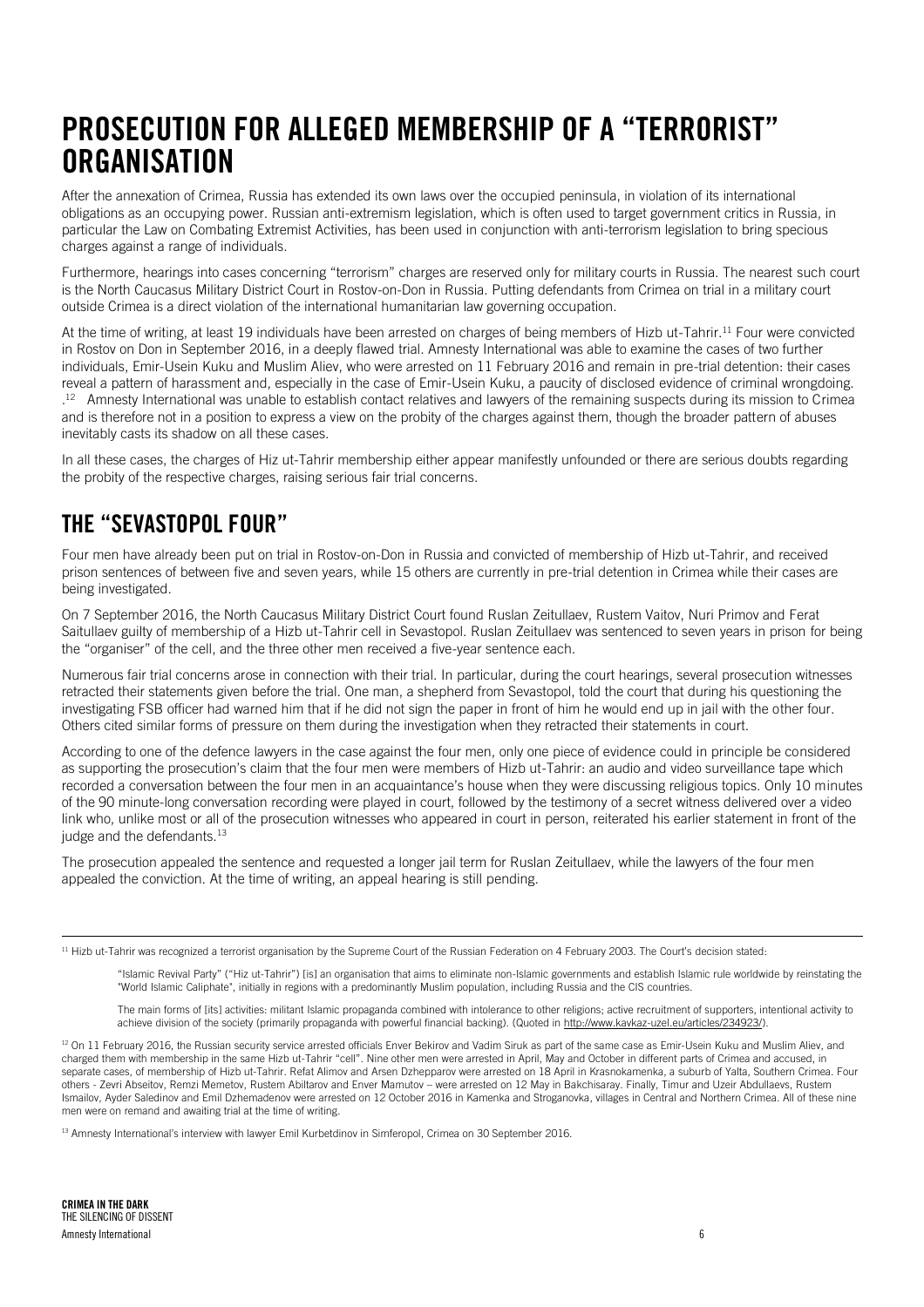# PROSECUTION FOR ALLEGED MEMBERSHIP OF A "TERRORIST" ORGANISATION

After the annexation of Crimea, Russia has extended its own laws over the occupied peninsula, in violation of its international obligations as an occupying power. Russian anti-extremism legislation, which is often used to target government critics in Russia, in particular the Law on Combating Extremist Activities, has been used in conjunction with anti-terrorism legislation to bring specious charges against a range of individuals.

Furthermore, hearings into cases concerning "terrorism" charges are reserved only for military courts in Russia. The nearest such court is the North Caucasus Military District Court in Rostov-on-Don in Russia. Putting defendants from Crimea on trial in a military court outside Crimea is a direct violation of the international humanitarian law governing occupation.

At the time of writing, at least 19 individuals have been arrested on charges of being members of Hizb ut-Tahrir.[11] Four were convicted in Rostov on Don in September 2016, in a deeply flawed trial. Amnesty International was able to examine the cases of two further individuals, Emir-Usein Kuku and Muslim Aliev, who were arrested on 11 February 2016 and remain in pre-trial detention: their cases reveal a pattern of harassment and, especially in the case of Emir-Usein Kuku, a paucity of disclosed evidence of criminal wrongdoing. .[12] Amnesty International was unable to establish contact relatives and lawyers of the remaining suspects during its mission to Crimea and is therefore not in a position to express a view on the probity of the charges against them, though the broader pattern of abuses inevitably casts its shadow on all these cases.

In all these cases, the charges of Hiz ut-Tahrir membership either appear manifestly unfounded or there are serious doubts regarding the probity of the respective charges, raising serious fair trial concerns.

## THE "SEVASTOPOL FOUR"

Four men have already been put on trial in Rostov-on-Don in Russia and convicted of membership of Hizb ut-Tahrir, and received prison sentences of between five and seven years, while 15 others are currently in pre-trial detention in Crimea while their cases are being investigated.

On 7 September 2016, the North Caucasus Military District Court found Ruslan Zeitullaev, Rustem Vaitov, Nuri Primov and Ferat Saitullaev guilty of membership of a Hizb ut-Tahrir cell in Sevastopol. Ruslan Zeitullaev was sentenced to seven years in prison for being the "organiser" of the cell, and the three other men received a five-year sentence each.

Numerous fair trial concerns arose in connection with their trial. In particular, during the court hearings, several prosecution witnesses retracted their statements given before the trial. One man, a shepherd from Sevastopol, told the court that during his questioning the investigating FSB officer had warned him that if he did not sign the paper in front of him he would end up in jail with the other four. Others cited similar forms of pressure on them during the investigation when they retracted their statements in court.

According to one of the defence lawyers in the case against the four men, only one piece of evidence could in principle be considered as supporting the prosecution's claim that the four men were members of Hizb ut-Tahrir: an audio and video surveillance tape which recorded a conversation between the four men in an acquaintance's house when they were discussing religious topics. Only 10 minutes of the 90 minute-long conversation recording were played in court, followed by the testimony of a secret witness delivered over a video link who, unlike most or all of the prosecution witnesses who appeared in court in person, reiterated his earlier statement in front of the judge and the defendants.[13]

The prosecution appealed the sentence and requested a longer jail term for Ruslan Zeitullaev, while the lawyers of the four men appealed the conviction. At the time of writing, an appeal hearing is still pending.

---

[11] Hizb ut-Tahrir was recognized a terrorist organisation by the Supreme Court of the Russian Federation on 4 February 2003. The Court's decision stated:

> "Islamic Revival Party" ("Hiz ut-Tahrir") [is] an organisation that aims to eliminate non-Islamic governments and establish Islamic rule worldwide by reinstating the "World Islamic Caliphate", initially in regions with a predominantly Muslim population, including Russia and the CIS countries.
>
> The main forms of [its] activities: militant Islamic propaganda combined with intolerance to other religions; active recruitment of supporters, intentional activity to achieve division of the society (primarily propaganda with powerful financial backing). (Quoted in http://www.kavkaz-uzel.eu/articles/234923/).

[12] On 11 February 2016, the Russian security service arrested officials Enver Bekirov and Vadim Siruk as part of the same case as Emir-Usein Kuku and Muslim Aliev, and charged them with membership in the same Hizb ut-Tahrir "cell". Nine other men were arrested in April, May and October in different parts of Crimea and accused, in separate cases, of membership of Hizb ut-Tahrir. Refat Alimov and Arsen Dzhepparov were arrested on 18 April in Krasnokamenka, a suburb of Yalta, Southern Crimea. Four others - Zevri Abseitov, Remzi Memetov, Rustem Abiltarov and Enver Mamutov – were arrested on 12 May in Bakhchisaray. Finally, Timur and Uzeir Abdullaevs, Rustem Ismailov, Ayder Saledinov and Emil Dzhemadenov were arrested on 12 October 2016 in Kamenka and Stroganovka, villages in Central and Northern Crimea. All of these nine men were on remand and awaiting trial at the time of writing.

[13] Amnesty International's interview with lawyer Emil Kurbetdinov in Simferopol, Crimea on 30 September 2016.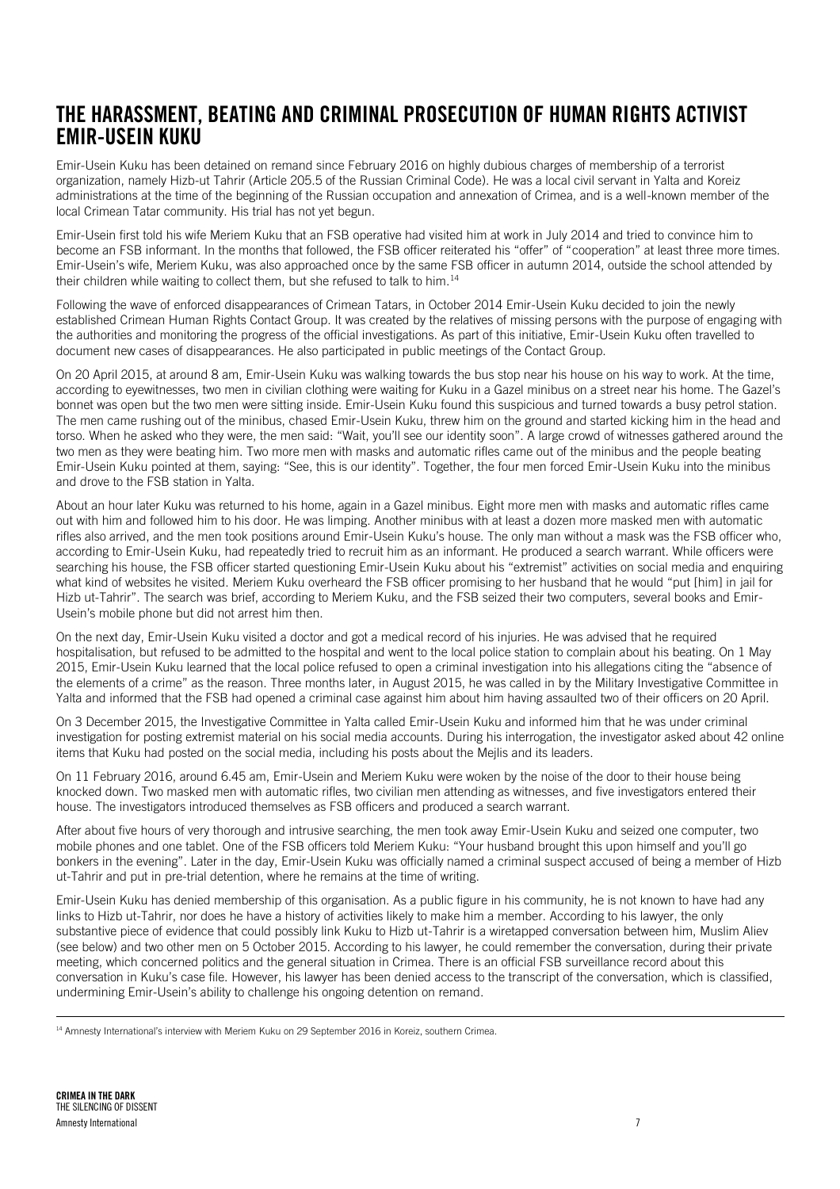## THE HARASSMENT, BEATING AND CRIMINAL PROSECUTION OF HUMAN RIGHTS ACTIVIST EMIR-USEIN KUKU

Emir-Usein Kuku has been detained on remand since February 2016 on highly dubious charges of membership of a terrorist organization, namely Hizb-ut Tahrir (Article 205.5 of the Russian Criminal Code). He was a local civil servant in Yalta and Koreiz administrations at the time of the beginning of the Russian occupation and annexation of Crimea, and is a well-known member of the local Crimean Tatar community. His trial has not yet begun.

Emir-Usein first told his wife Meriem Kuku that an FSB operative had visited him at work in July 2014 and tried to convince him to become an FSB informant. In the months that followed, the FSB officer reiterated his "offer" of "cooperation" at least three more times. Emir-Usein's wife, Meriem Kuku, was also approached once by the same FSB officer in autumn 2014, outside the school attended by their children while waiting to collect them, but she refused to talk to him.[14]

Following the wave of enforced disappearances of Crimean Tatars, in October 2014 Emir-Usein Kuku decided to join the newly established Crimean Human Rights Contact Group. It was created by the relatives of missing persons with the purpose of engaging with the authorities and monitoring the progress of the official investigations. As part of this initiative, Emir-Usein Kuku often travelled to document new cases of disappearances. He also participated in public meetings of the Contact Group.

On 20 April 2015, at around 8 am, Emir-Usein Kuku was walking towards the bus stop near his house on his way to work. At the time, according to eyewitnesses, two men in civilian clothing were waiting for Kuku in a Gazel minibus on a street near his home. The Gazel's bonnet was open but the two men were sitting inside. Emir-Usein Kuku found this suspicious and turned towards a busy petrol station. The men came rushing out of the minibus, chased Emir-Usein Kuku, threw him on the ground and started kicking him in the head and torso. When he asked who they were, the men said: "Wait, you'll see our identity soon". A large crowd of witnesses gathered around the two men as they were beating him. Two more men with masks and automatic rifles came out of the minibus and the people beating Emir-Usein Kuku pointed at them, saying: "See, this is our identity". Together, the four men forced Emir-Usein Kuku into the minibus and drove to the FSB station in Yalta.

About an hour later Kuku was returned to his home, again in a Gazel minibus. Eight more men with masks and automatic rifles came out with him and followed him to his door. He was limping. Another minibus with at least a dozen more masked men with automatic rifles also arrived, and the men took positions around Emir-Usein Kuku's house. The only man without a mask was the FSB officer who, according to Emir-Usein Kuku, had repeatedly tried to recruit him as an informant. He produced a search warrant. While officers were searching his house, the FSB officer started questioning Emir-Usein Kuku about his "extremist" activities on social media and enquiring what kind of websites he visited. Meriem Kuku overheard the FSB officer promising to her husband that he would "put [him] in jail for Hizb ut-Tahrir". The search was brief, according to Meriem Kuku, and the FSB seized their two computers, several books and Emir-Usein's mobile phone but did not arrest him then.

On the next day, Emir-Usein Kuku visited a doctor and got a medical record of his injuries. He was advised that he required hospitalisation, but refused to be admitted to the hospital and went to the local police station to complain about his beating. On 1 May 2015, Emir-Usein Kuku learned that the local police refused to open a criminal investigation into his allegations citing the "absence of the elements of a crime" as the reason. Three months later, in August 2015, he was called in by the Military Investigative Committee in Yalta and informed that the FSB had opened a criminal case against him about him having assaulted two of their officers on 20 April.

On 3 December 2015, the Investigative Committee in Yalta called Emir-Usein Kuku and informed him that he was under criminal investigation for posting extremist material on his social media accounts. During his interrogation, the investigator asked about 42 online items that Kuku had posted on the social media, including his posts about the Mejlis and its leaders.

On 11 February 2016, around 6.45 am, Emir-Usein and Meriem Kuku were woken by the noise of the door to their house being knocked down. Two masked men with automatic rifles, two civilian men attending as witnesses, and five investigators entered their house. The investigators introduced themselves as FSB officers and produced a search warrant.

After about five hours of very thorough and intrusive searching, the men took away Emir-Usein Kuku and seized one computer, two mobile phones and one tablet. One of the FSB officers told Meriem Kuku: "Your husband brought this upon himself and you'll go bonkers in the evening". Later in the day, Emir-Usein Kuku was officially named a criminal suspect accused of being a member of Hizb ut-Tahrir and put in pre-trial detention, where he remains at the time of writing.

Emir-Usein Kuku has denied membership of this organisation. As a public figure in his community, he is not known to have had any links to Hizb ut-Tahrir, nor does he have a history of activities likely to make him a member. According to his lawyer, the only substantive piece of evidence that could possibly link Kuku to Hizb ut-Tahrir is a wiretapped conversation between him, Muslim Aliev (see below) and two other men on 5 October 2015. According to his lawyer, he could remember the conversation, during their private meeting, which concerned politics and the general situation in Crimea. There is an official FSB surveillance record about this conversation in Kuku's case file. However, his lawyer has been denied access to the transcript of the conversation, which is classified, undermining Emir-Usein's ability to challenge his ongoing detention on remand.

---

[14] Amnesty International's interview with Meriem Kuku on 29 September 2016 in Koreiz, southern Crimea.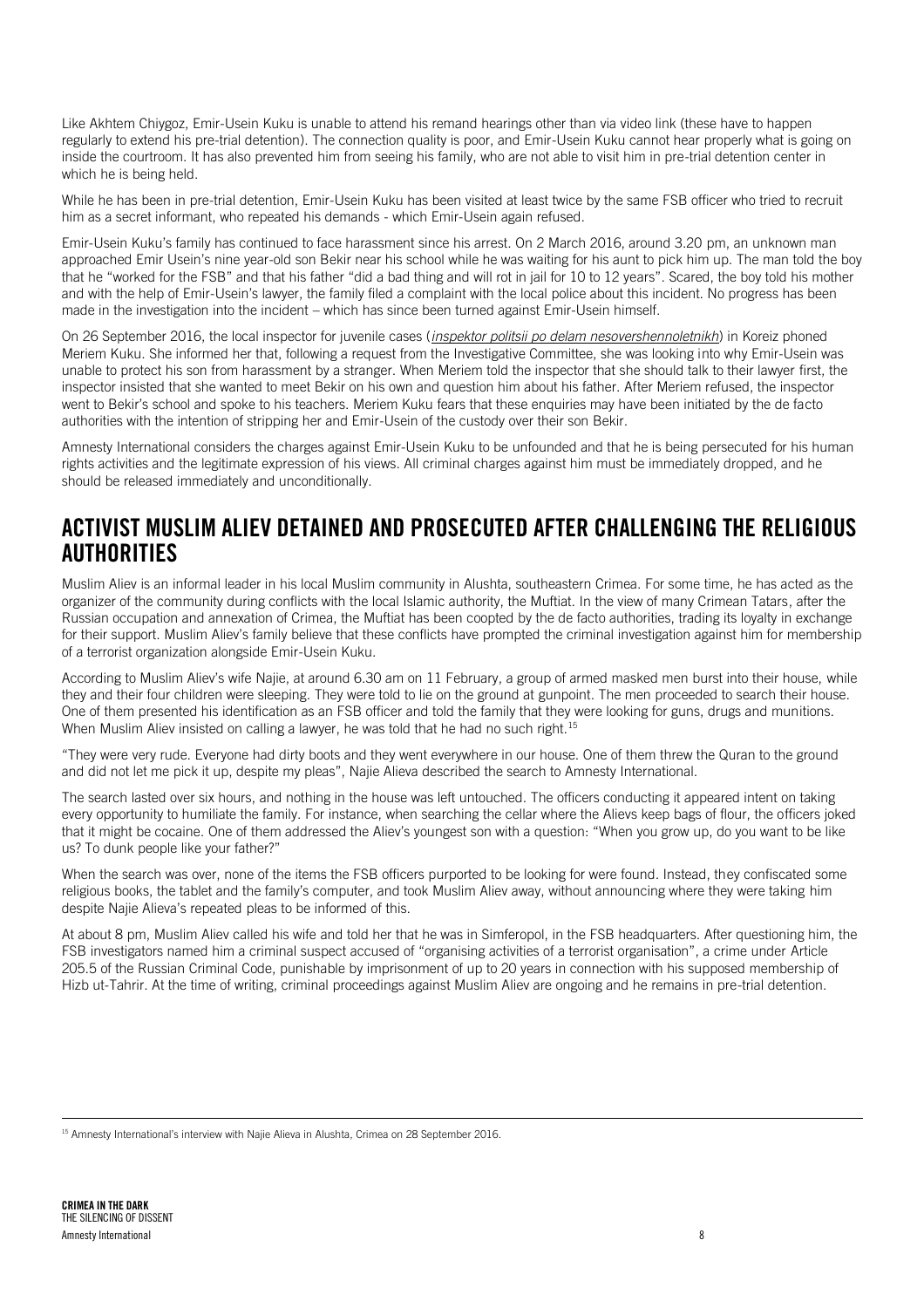Like Akhtem Chiygoz, Emir-Usein Kuku is unable to attend his remand hearings other than via video link (these have to happen regularly to extend his pre-trial detention). The connection quality is poor, and Emir-Usein Kuku cannot hear properly what is going on inside the courtroom. It has also prevented him from seeing his family, who are not able to visit him in pre-trial detention center in which he is being held.

While he has been in pre-trial detention, Emir-Usein Kuku has been visited at least twice by the same FSB officer who tried to recruit him as a secret informant, who repeated his demands - which Emir-Usein again refused.

Emir-Usein Kuku's family has continued to face harassment since his arrest. On 2 March 2016, around 3.20 pm, an unknown man approached Emir Usein's nine year-old son Bekir near his school while he was waiting for his aunt to pick him up. The man told the boy that he "worked for the FSB" and that his father "did a bad thing and will rot in jail for 10 to 12 years". Scared, the boy told his mother and with the help of Emir-Usein's lawyer, the family filed a complaint with the local police about this incident. No progress has been made in the investigation into the incident – which has since been turned against Emir-Usein himself.

On 26 September 2016, the local inspector for juvenile cases (*inspektor politsii po delam nesovershennoletnikh*) in Koreiz phoned Meriem Kuku. She informed her that, following a request from the Investigative Committee, she was looking into why Emir-Usein was unable to protect his son from harassment by a stranger. When Meriem told the inspector that she should talk to their lawyer first, the inspector insisted that she wanted to meet Bekir on his own and question him about his father. After Meriem refused, the inspector went to Bekir's school and spoke to his teachers. Meriem Kuku fears that these enquiries may have been initiated by the de facto authorities with the intention of stripping her and Emir-Usein of the custody over their son Bekir.

Amnesty International considers the charges against Emir-Usein Kuku to be unfounded and that he is being persecuted for his human rights activities and the legitimate expression of his views. All criminal charges against him must be immediately dropped, and he should be released immediately and unconditionally.

## ACTIVIST MUSLIM ALIEV DETAINED AND PROSECUTED AFTER CHALLENGING THE RELIGIOUS AUTHORITIES

Muslim Aliev is an informal leader in his local Muslim community in Alushta, southeastern Crimea. For some time, he has acted as the organizer of the community during conflicts with the local Islamic authority, the Muftiat. In the view of many Crimean Tatars, after the Russian occupation and annexation of Crimea, the Muftiat has been coopted by the de facto authorities, trading its loyalty in exchange for their support. Muslim Aliev's family believe that these conflicts have prompted the criminal investigation against him for membership of a terrorist organization alongside Emir-Usein Kuku.

According to Muslim Aliev's wife Najie, at around 6.30 am on 11 February, a group of armed masked men burst into their house, while they and their four children were sleeping. They were told to lie on the ground at gunpoint. The men proceeded to search their house. One of them presented his identification as an FSB officer and told the family that they were looking for guns, drugs and munitions. When Muslim Aliev insisted on calling a lawyer, he was told that he had no such right.[15]

"They were very rude. Everyone had dirty boots and they went everywhere in our house. One of them threw the Quran to the ground and did not let me pick it up, despite my pleas", Najie Alieva described the search to Amnesty International.

The search lasted over six hours, and nothing in the house was left untouched. The officers conducting it appeared intent on taking every opportunity to humiliate the family. For instance, when searching the cellar where the Alievs keep bags of flour, the officers joked that it might be cocaine. One of them addressed the Aliev's youngest son with a question: "When you grow up, do you want to be like us? To dunk people like your father?"

When the search was over, none of the items the FSB officers purported to be looking for were found. Instead, they confiscated some religious books, the tablet and the family's computer, and took Muslim Aliev away, without announcing where they were taking him despite Najie Alieva's repeated pleas to be informed of this.

At about 8 pm, Muslim Aliev called his wife and told her that he was in Simferopol, in the FSB headquarters. After questioning him, the FSB investigators named him a criminal suspect accused of "organising activities of a terrorist organisation", a crime under Article 205.5 of the Russian Criminal Code, punishable by imprisonment of up to 20 years in connection with his supposed membership of Hizb ut-Tahrir. At the time of writing, criminal proceedings against Muslim Aliev are ongoing and he remains in pre-trial detention.

[15] Amnesty International's interview with Najie Alieva in Alushta, Crimea on 28 September 2016.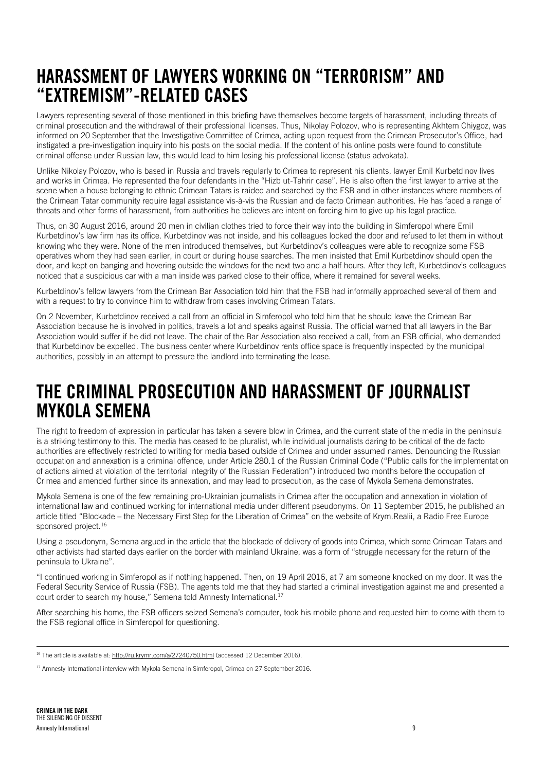# HARASSMENT OF LAWYERS WORKING ON "TERRORISM" AND "EXTREMISM"-RELATED CASES

Lawyers representing several of those mentioned in this briefing have themselves become targets of harassment, including threats of criminal prosecution and the withdrawal of their professional licenses. Thus, Nikolay Polozov, who is representing Akhtem Chiygoz, was informed on 20 September that the Investigative Committee of Crimea, acting upon request from the Crimean Prosecutor's Office, had instigated a pre-investigation inquiry into his posts on the social media. If the content of his online posts were found to constitute criminal offense under Russian law, this would lead to him losing his professional license (status advokata).

Unlike Nikolay Polozov, who is based in Russia and travels regularly to Crimea to represent his clients, lawyer Emil Kurbetdinov lives and works in Crimea. He represented the four defendants in the "Hizb ut-Tahrir case". He is also often the first lawyer to arrive at the scene when a house belonging to ethnic Crimean Tatars is raided and searched by the FSB and in other instances where members of the Crimean Tatar community require legal assistance vis-à-vis the Russian and de facto Crimean authorities. He has faced a range of threats and other forms of harassment, from authorities he believes are intent on forcing him to give up his legal practice.

Thus, on 30 August 2016, around 20 men in civilian clothes tried to force their way into the building in Simferopol where Emil Kurbetdinov's law firm has its office. Kurbetdinov was not inside, and his colleagues locked the door and refused to let them in without knowing who they were. None of the men introduced themselves, but Kurbetdinov's colleagues were able to recognize some FSB operatives whom they had seen earlier, in court or during house searches. The men insisted that Emil Kurbetdinov should open the door, and kept on banging and hovering outside the windows for the next two and a half hours. After they left, Kurbetdinov's colleagues noticed that a suspicious car with a man inside was parked close to their office, where it remained for several weeks.

Kurbetdinov's fellow lawyers from the Crimean Bar Association told him that the FSB had informally approached several of them and with a request to try to convince him to withdraw from cases involving Crimean Tatars.

On 2 November, Kurbetdinov received a call from an official in Simferopol who told him that he should leave the Crimean Bar Association because he is involved in politics, travels a lot and speaks against Russia. The official warned that all lawyers in the Bar Association would suffer if he did not leave. The chair of the Bar Association also received a call, from an FSB official, who demanded that Kurbetdinov be expelled. The business center where Kurbetdinov rents office space is frequently inspected by the municipal authorities, possibly in an attempt to pressure the landlord into terminating the lease.

# THE CRIMINAL PROSECUTION AND HARASSMENT OF JOURNALIST MYKOLA SEMENA

The right to freedom of expression in particular has taken a severe blow in Crimea, and the current state of the media in the peninsula is a striking testimony to this. The media has ceased to be pluralist, while individual journalists daring to be critical of the de facto authorities are effectively restricted to writing for media based outside of Crimea and under assumed names. Denouncing the Russian occupation and annexation is a criminal offence, under Article 280.1 of the Russian Criminal Code ("Public calls for the implementation of actions aimed at violation of the territorial integrity of the Russian Federation") introduced two months before the occupation of Crimea and amended further since its annexation, and may lead to prosecution, as the case of Mykola Semena demonstrates.

Mykola Semena is one of the few remaining pro-Ukrainian journalists in Crimea after the occupation and annexation in violation of international law and continued working for international media under different pseudonyms. On 11 September 2015, he published an article titled "Blockade – the Necessary First Step for the Liberation of Crimea" on the website of Krym.Realii, a Radio Free Europe sponsored project.[16]

Using a pseudonym, Semena argued in the article that the blockade of delivery of goods into Crimea, which some Crimean Tatars and other activists had started days earlier on the border with mainland Ukraine, was a form of "struggle necessary for the return of the peninsula to Ukraine".

"I continued working in Simferopol as if nothing happened. Then, on 19 April 2016, at 7 am someone knocked on my door. It was the Federal Security Service of Russia (FSB). The agents told me that they had started a criminal investigation against me and presented a court order to search my house," Semena told Amnesty International.[17]

After searching his home, the FSB officers seized Semena's computer, took his mobile phone and requested him to come with them to the FSB regional office in Simferopol for questioning.

---

[16] The article is available at: http://ru.krymr.com/a/27240750.html (accessed 12 December 2016).

[17] Amnesty International interview with Mykola Semena in Simferopol, Crimea on 27 September 2016.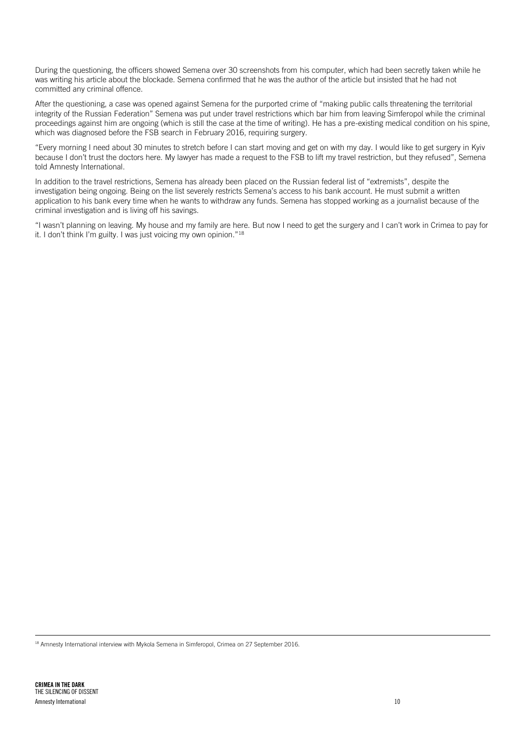During the questioning, the officers showed Semena over 30 screenshots from his computer, which had been secretly taken while he was writing his article about the blockade. Semena confirmed that he was the author of the article but insisted that he had not committed any criminal offence.

After the questioning, a case was opened against Semena for the purported crime of "making public calls threatening the territorial integrity of the Russian Federation" Semena was put under travel restrictions which bar him from leaving Simferopol while the criminal proceedings against him are ongoing (which is still the case at the time of writing). He has a pre-existing medical condition on his spine, which was diagnosed before the FSB search in February 2016, requiring surgery.

"Every morning I need about 30 minutes to stretch before I can start moving and get on with my day. I would like to get surgery in Kyiv because I don't trust the doctors here. My lawyer has made a request to the FSB to lift my travel restriction, but they refused", Semena told Amnesty International.

In addition to the travel restrictions, Semena has already been placed on the Russian federal list of "extremists", despite the investigation being ongoing. Being on the list severely restricts Semena's access to his bank account. He must submit a written application to his bank every time when he wants to withdraw any funds. Semena has stopped working as a journalist because of the criminal investigation and is living off his savings.

"I wasn't planning on leaving. My house and my family are here. But now I need to get the surgery and I can't work in Crimea to pay for it. I don't think I'm guilty. I was just voicing my own opinion."[18]

[18] Amnesty International interview with Mykola Semena in Simferopol, Crimea on 27 September 2016.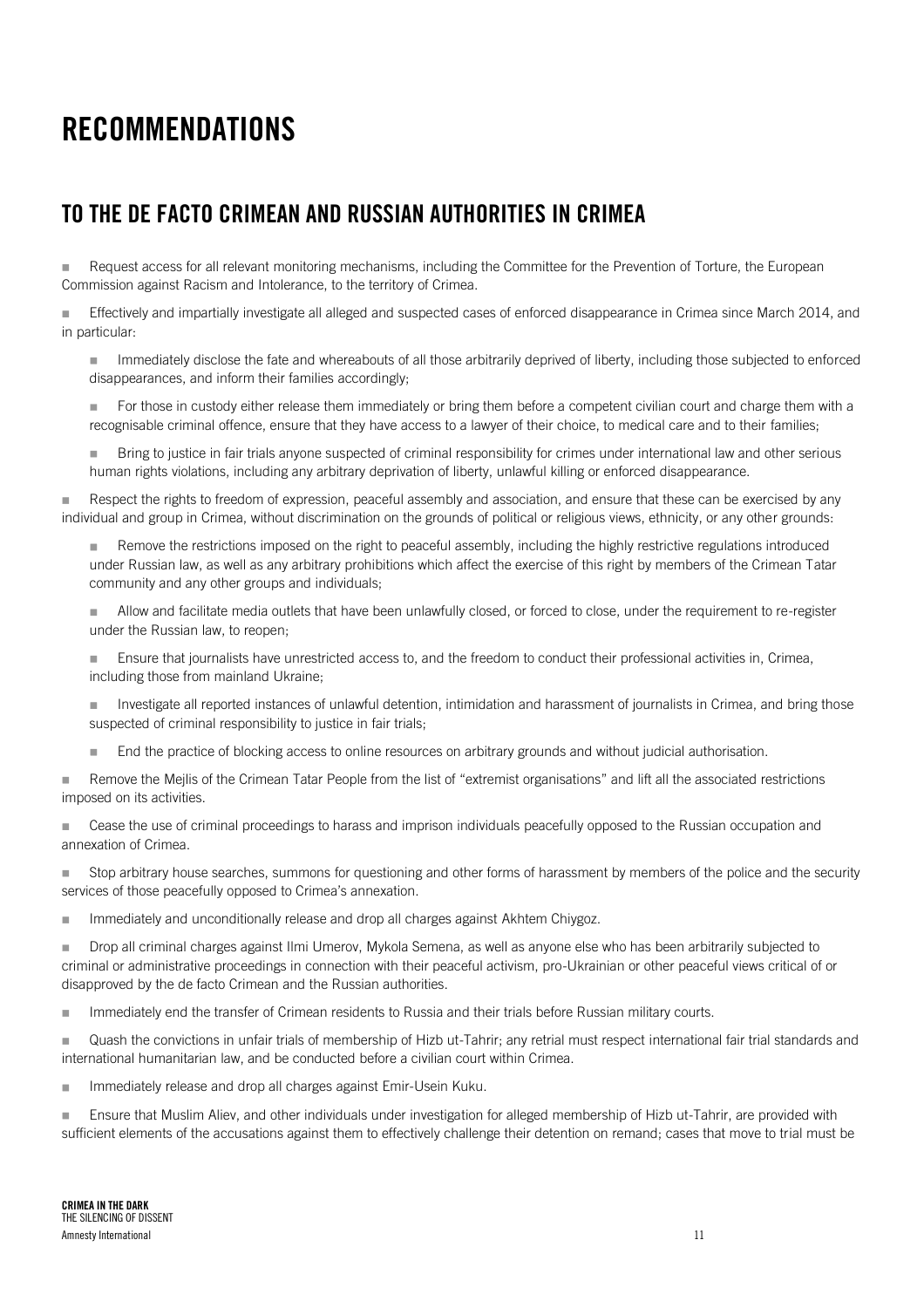# RECOMMENDATIONS

## TO THE DE FACTO CRIMEAN AND RUSSIAN AUTHORITIES IN CRIMEA

- Request access for all relevant monitoring mechanisms, including the Committee for the Prevention of Torture, the European Commission against Racism and Intolerance, to the territory of Crimea.
- Effectively and impartially investigate all alleged and suspected cases of enforced disappearance in Crimea since March 2014, and in particular:
  - Immediately disclose the fate and whereabouts of all those arbitrarily deprived of liberty, including those subjected to enforced disappearances, and inform their families accordingly;
  - For those in custody either release them immediately or bring them before a competent civilian court and charge them with a recognisable criminal offence, ensure that they have access to a lawyer of their choice, to medical care and to their families;
  - Bring to justice in fair trials anyone suspected of criminal responsibility for crimes under international law and other serious human rights violations, including any arbitrary deprivation of liberty, unlawful killing or enforced disappearance.
- Respect the rights to freedom of expression, peaceful assembly and association, and ensure that these can be exercised by any individual and group in Crimea, without discrimination on the grounds of political or religious views, ethnicity, or any other grounds:
  - Remove the restrictions imposed on the right to peaceful assembly, including the highly restrictive regulations introduced under Russian law, as well as any arbitrary prohibitions which affect the exercise of this right by members of the Crimean Tatar community and any other groups and individuals;
  - Allow and facilitate media outlets that have been unlawfully closed, or forced to close, under the requirement to re-register under the Russian law, to reopen;
  - Ensure that journalists have unrestricted access to, and the freedom to conduct their professional activities in, Crimea, including those from mainland Ukraine;
  - Investigate all reported instances of unlawful detention, intimidation and harassment of journalists in Crimea, and bring those suspected of criminal responsibility to justice in fair trials;
  - End the practice of blocking access to online resources on arbitrary grounds and without judicial authorisation.
- Remove the Mejlis of the Crimean Tatar People from the list of "extremist organisations" and lift all the associated restrictions imposed on its activities.
- Cease the use of criminal proceedings to harass and imprison individuals peacefully opposed to the Russian occupation and annexation of Crimea.
- Stop arbitrary house searches, summons for questioning and other forms of harassment by members of the police and the security services of those peacefully opposed to Crimea's annexation.
- Immediately and unconditionally release and drop all charges against Akhtem Chiygoz.
- Drop all criminal charges against Ilmi Umerov, Mykola Semena, as well as anyone else who has been arbitrarily subjected to criminal or administrative proceedings in connection with their peaceful activism, pro-Ukrainian or other peaceful views critical of or disapproved by the de facto Crimean and the Russian authorities.
- Immediately end the transfer of Crimean residents to Russia and their trials before Russian military courts.
- Quash the convictions in unfair trials of membership of Hizb ut-Tahrir; any retrial must respect international fair trial standards and international humanitarian law, and be conducted before a civilian court within Crimea.
- Immediately release and drop all charges against Emir-Usein Kuku.
- Ensure that Muslim Aliev, and other individuals under investigation for alleged membership of Hizb ut-Tahrir, are provided with sufficient elements of the accusations against them to effectively challenge their detention on remand; cases that move to trial must be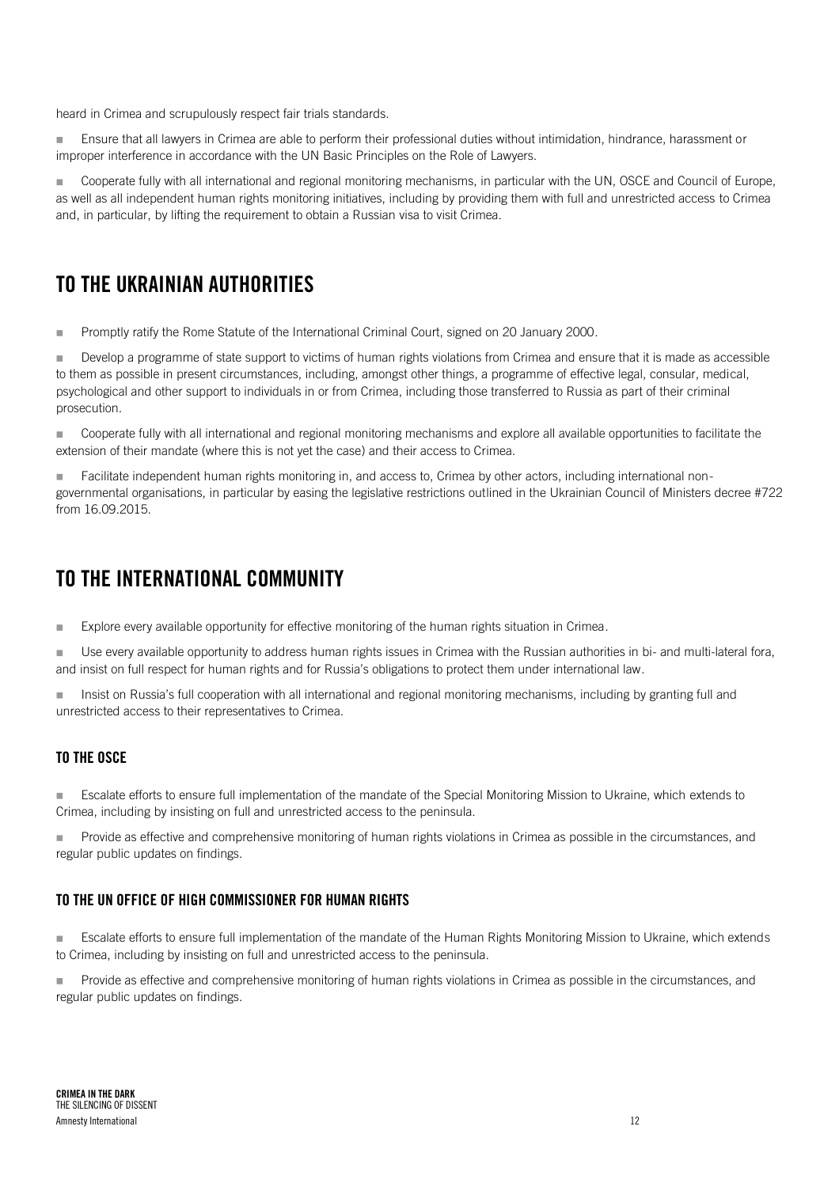heard in Crimea and scrupulously respect fair trials standards.

- Ensure that all lawyers in Crimea are able to perform their professional duties without intimidation, hindrance, harassment or improper interference in accordance with the UN Basic Principles on the Role of Lawyers.
- Cooperate fully with all international and regional monitoring mechanisms, in particular with the UN, OSCE and Council of Europe, as well as all independent human rights monitoring initiatives, including by providing them with full and unrestricted access to Crimea and, in particular, by lifting the requirement to obtain a Russian visa to visit Crimea.

## TO THE UKRAINIAN AUTHORITIES

- Promptly ratify the Rome Statute of the International Criminal Court, signed on 20 January 2000.
- Develop a programme of state support to victims of human rights violations from Crimea and ensure that it is made as accessible to them as possible in present circumstances, including, amongst other things, a programme of effective legal, consular, medical, psychological and other support to individuals in or from Crimea, including those transferred to Russia as part of their criminal prosecution.
- Cooperate fully with all international and regional monitoring mechanisms and explore all available opportunities to facilitate the extension of their mandate (where this is not yet the case) and their access to Crimea.
- Facilitate independent human rights monitoring in, and access to, Crimea by other actors, including international non-governmental organisations, in particular by easing the legislative restrictions outlined in the Ukrainian Council of Ministers decree #722 from 16.09.2015.

## TO THE INTERNATIONAL COMMUNITY

- Explore every available opportunity for effective monitoring of the human rights situation in Crimea.
- Use every available opportunity to address human rights issues in Crimea with the Russian authorities in bi- and multi-lateral fora, and insist on full respect for human rights and for Russia's obligations to protect them under international law.
- Insist on Russia's full cooperation with all international and regional monitoring mechanisms, including by granting full and unrestricted access to their representatives to Crimea.

### TO THE OSCE

- Escalate efforts to ensure full implementation of the mandate of the Special Monitoring Mission to Ukraine, which extends to Crimea, including by insisting on full and unrestricted access to the peninsula.
- Provide as effective and comprehensive monitoring of human rights violations in Crimea as possible in the circumstances, and regular public updates on findings.

### TO THE UN OFFICE OF HIGH COMMISSIONER FOR HUMAN RIGHTS

- Escalate efforts to ensure full implementation of the mandate of the Human Rights Monitoring Mission to Ukraine, which extends to Crimea, including by insisting on full and unrestricted access to the peninsula.
- Provide as effective and comprehensive monitoring of human rights violations in Crimea as possible in the circumstances, and regular public updates on findings.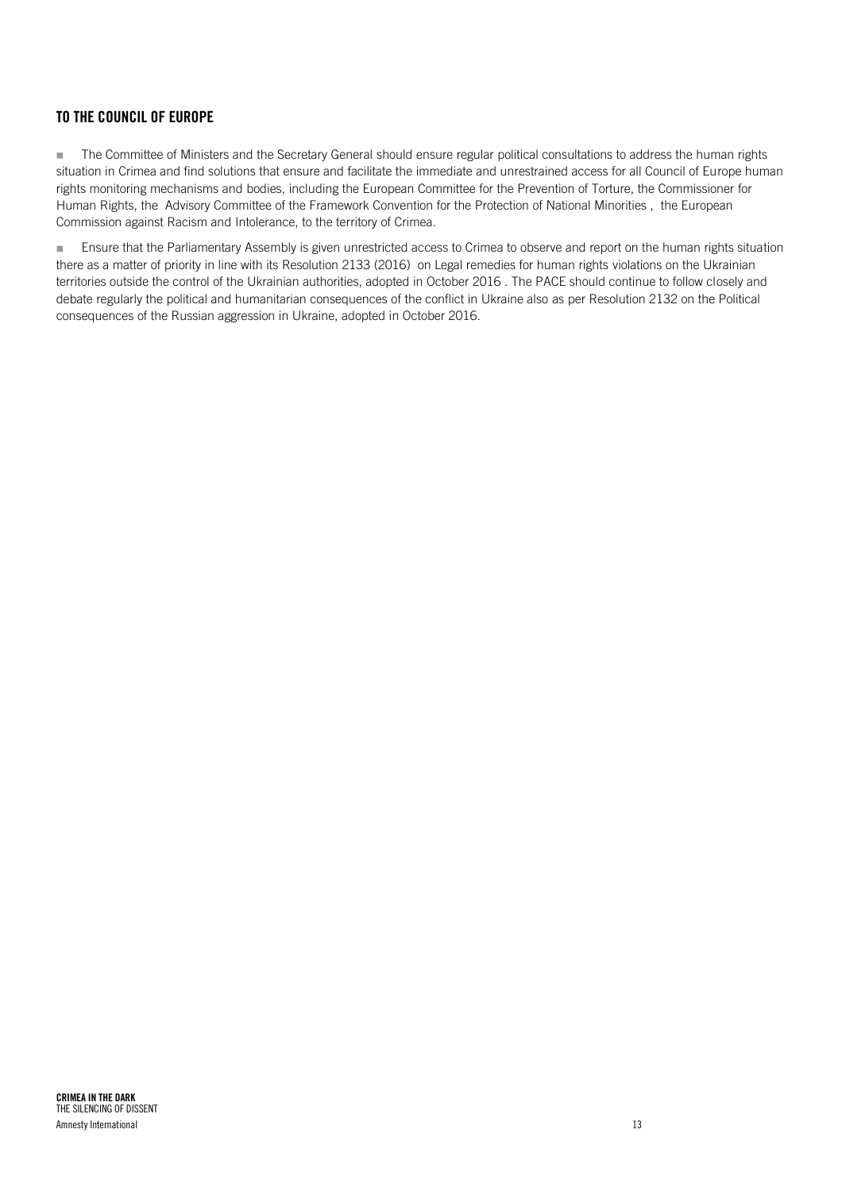## TO THE COUNCIL OF EUROPE

- The Committee of Ministers and the Secretary General should ensure regular political consultations to address the human rights situation in Crimea and find solutions that ensure and facilitate the immediate and unrestrained access for all Council of Europe human rights monitoring mechanisms and bodies, including the European Committee for the Prevention of Torture, the Commissioner for Human Rights, the Advisory Committee of the Framework Convention for the Protection of National Minorities , the European Commission against Racism and Intolerance, to the territory of Crimea.

- Ensure that the Parliamentary Assembly is given unrestricted access to Crimea to observe and report on the human rights situation there as a matter of priority in line with its Resolution 2133 (2016) on Legal remedies for human rights violations on the Ukrainian territories outside the control of the Ukrainian authorities, adopted in October 2016 . The PACE should continue to follow closely and debate regularly the political and humanitarian consequences of the conflict in Ukraine also as per Resolution 2132 on the Political consequences of the Russian aggression in Ukraine, adopted in October 2016.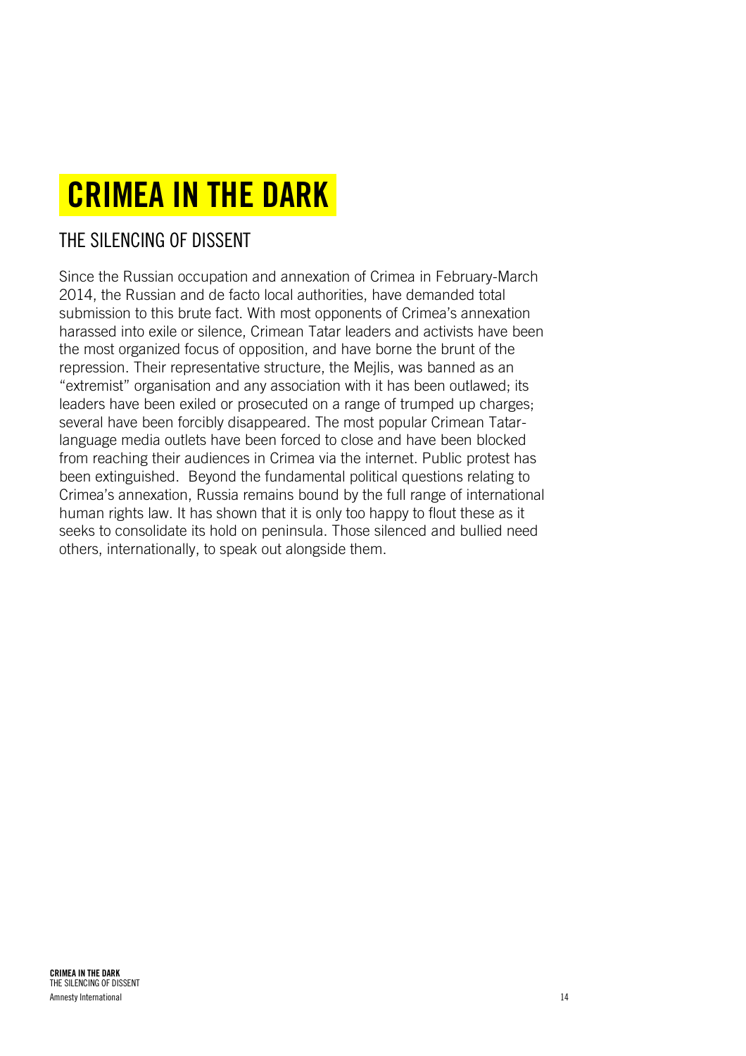# CRIMEA IN THE DARK

## THE SILENCING OF DISSENT

Since the Russian occupation and annexation of Crimea in February-March 2014, the Russian and de facto local authorities, have demanded total submission to this brute fact. With most opponents of Crimea's annexation harassed into exile or silence, Crimean Tatar leaders and activists have been the most organized focus of opposition, and have borne the brunt of the repression. Their representative structure, the Mejlis, was banned as an "extremist" organisation and any association with it has been outlawed; its leaders have been exiled or prosecuted on a range of trumped up charges; several have been forcibly disappeared. The most popular Crimean Tatar-language media outlets have been forced to close and have been blocked from reaching their audiences in Crimea via the internet. Public protest has been extinguished. Beyond the fundamental political questions relating to Crimea's annexation, Russia remains bound by the full range of international human rights law. It has shown that it is only too happy to flout these as it seeks to consolidate its hold on peninsula. Those silenced and bullied need others, internationally, to speak out alongside them.